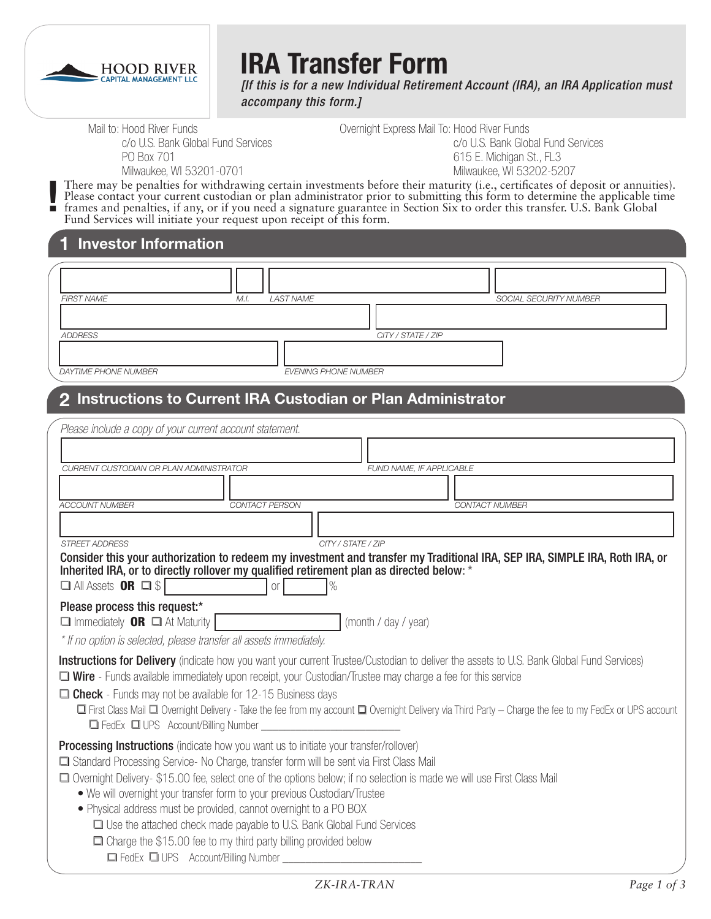HOOD RIVER CAPITAL MANAGEMENT LLC

# IRA Transfer Form

*[If this is for a new Individual Retirement Account (IRA), an IRA Application must accompany this form.]*

Mail to: Hood River Funds
c/o U.S. Bank Global Fund Services
PO Box 701
Milwaukee, WI 53201-0701

Overnight Express Mail To: Hood River Funds
c/o U.S. Bank Global Fund Services
615 E. Michigan St., FL3
Milwaukee, WI 53202-5207

**!** There may be penalties for withdrawing certain investments before their maturity (i.e., certificates of deposit or annuities). Please contact your current custodian or plan administrator prior to submitting this form to determine the applicable time frames and penalties, if any, or if you need a signature guarantee in Section Six to order this transfer. U.S. Bank Global Fund Services will initiate your request upon receipt of this form.

## 1 Investor Information

FIRST NAME | M.I. | LAST NAME | SOCIAL SECURITY NUMBER

ADDRESS | CITY / STATE / ZIP

DAYTIME PHONE NUMBER | EVENING PHONE NUMBER

## 2 Instructions to Current IRA Custodian or Plan Administrator

*Please include a copy of your current account statement.*

CURRENT CUSTODIAN OR PLAN ADMINISTRATOR | FUND NAME, IF APPLICABLE

ACCOUNT NUMBER | CONTACT PERSON | CONTACT NUMBER

STREET ADDRESS | CITY / STATE / ZIP

**Consider this your authorization to redeem my investment and transfer my Traditional IRA, SEP IRA, SIMPLE IRA, Roth IRA, or Inherited IRA, or to directly rollover my qualified retirement plan as directed below:** *

❑ All Assets **OR** ❑ $ ____________ or ______ %

**Please process this request:***

❑ Immediately **OR** ❑ At Maturity ____________ (month / day / year)

*\* If no option is selected, please transfer all assets immediately.*

**Instructions for Delivery** (indicate how you want your current Trustee/Custodian to deliver the assets to U.S. Bank Global Fund Services)

❑ **Wire** - Funds available immediately upon receipt, your Custodian/Trustee may charge a fee for this service

❑ **Check** - Funds may not be available for 12-15 Business days

❑ First Class Mail ❑ Overnight Delivery - Take the fee from my account ❑ Overnight Delivery via Third Party – Charge the fee to my FedEx or UPS account

❑ FedEx ❑ UPS Account/Billing Number ____________________________

**Processing Instructions** (indicate how you want us to initiate your transfer/rollover)

❑ Standard Processing Service- No Charge, transfer form will be sent via First Class Mail

❑ Overnight Delivery- $15.00 fee, select one of the options below; if no selection is made we will use First Class Mail

- We will overnight your transfer form to your previous Custodian/Trustee
- Physical address must be provided, cannot overnight to a PO BOX

❑ Use the attached check made payable to U.S. Bank Global Fund Services

❑ Charge the $15.00 fee to my third party billing provided below

❑ FedEx ❑ UPS Account/Billing Number ____________________________

ZK-IRA-TRAN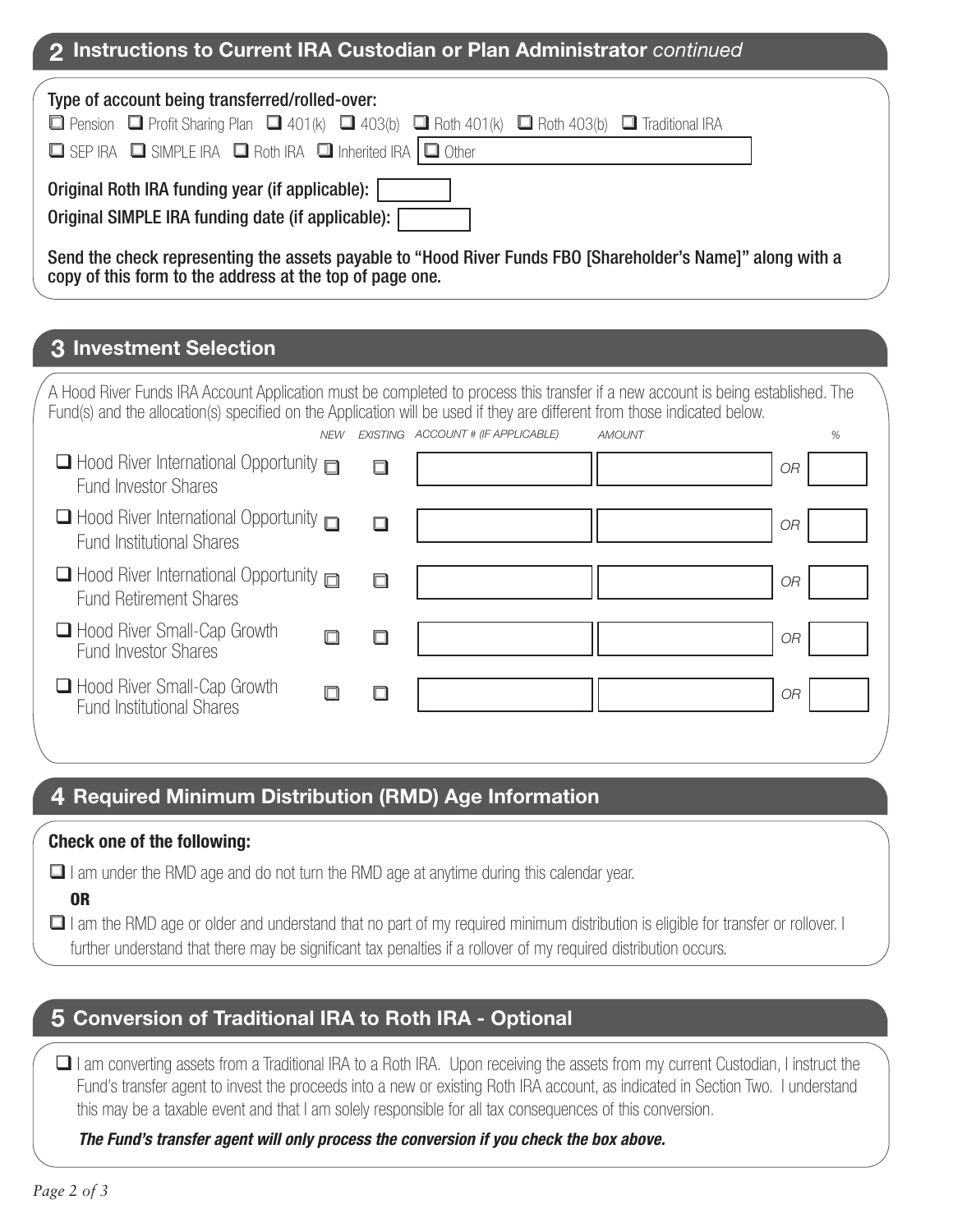## 2 Instructions to Current IRA Custodian or Plan Administrator *continued*

**Type of account being transferred/rolled-over:**

☐ Pension ☐ Profit Sharing Plan ☐ 401(k) ☐ 403(b) ☐ Roth 401(k) ☐ Roth 403(b) ☐ Traditional IRA

☐ SEP IRA ☐ SIMPLE IRA ☐ Roth IRA ☐ Inherited IRA ☐ Other ____________

**Original Roth IRA funding year (if applicable):** ________

**Original SIMPLE IRA funding date (if applicable):** ________

**Send the check representing the assets payable to "Hood River Funds FBO [Shareholder's Name]" along with a copy of this form to the address at the top of page one.**

## 3 Investment Selection

A Hood River Funds IRA Account Application must be completed to process this transfer if a new account is being established. The Fund(s) and the allocation(s) specified on the Application will be used if they are different from those indicated below.

| | *NEW* | *EXISTING* | *ACCOUNT # (IF APPLICABLE)* | *AMOUNT* | | *%* |
|---|---|---|---|---|---|---|
| ☐ Hood River International Opportunity Fund Investor Shares | ☐ | ☐ | | | *OR* | |
| ☐ Hood River International Opportunity Fund Institutional Shares | ☐ | ☐ | | | *OR* | |
| ☐ Hood River International Opportunity Fund Retirement Shares | ☐ | ☐ | | | *OR* | |
| ☐ Hood River Small-Cap Growth Fund Investor Shares | ☐ | ☐ | | | *OR* | |
| ☐ Hood River Small-Cap Growth Fund Institutional Shares | ☐ | ☐ | | | *OR* | |

## 4 Required Minimum Distribution (RMD) Age Information

**Check one of the following:**

☐ I am under the RMD age and do not turn the RMD age at anytime during this calendar year.

**OR**

☐ I am the RMD age or older and understand that no part of my required minimum distribution is eligible for transfer or rollover. I further understand that there may be significant tax penalties if a rollover of my required distribution occurs.

## 5 Conversion of Traditional IRA to Roth IRA - Optional

☐ I am converting assets from a Traditional IRA to a Roth IRA. Upon receiving the assets from my current Custodian, I instruct the Fund's transfer agent to invest the proceeds into a new or existing Roth IRA account, as indicated in Section Two. I understand this may be a taxable event and that I am solely responsible for all tax consequences of this conversion.

***The Fund's transfer agent will only process the conversion if you check the box above.***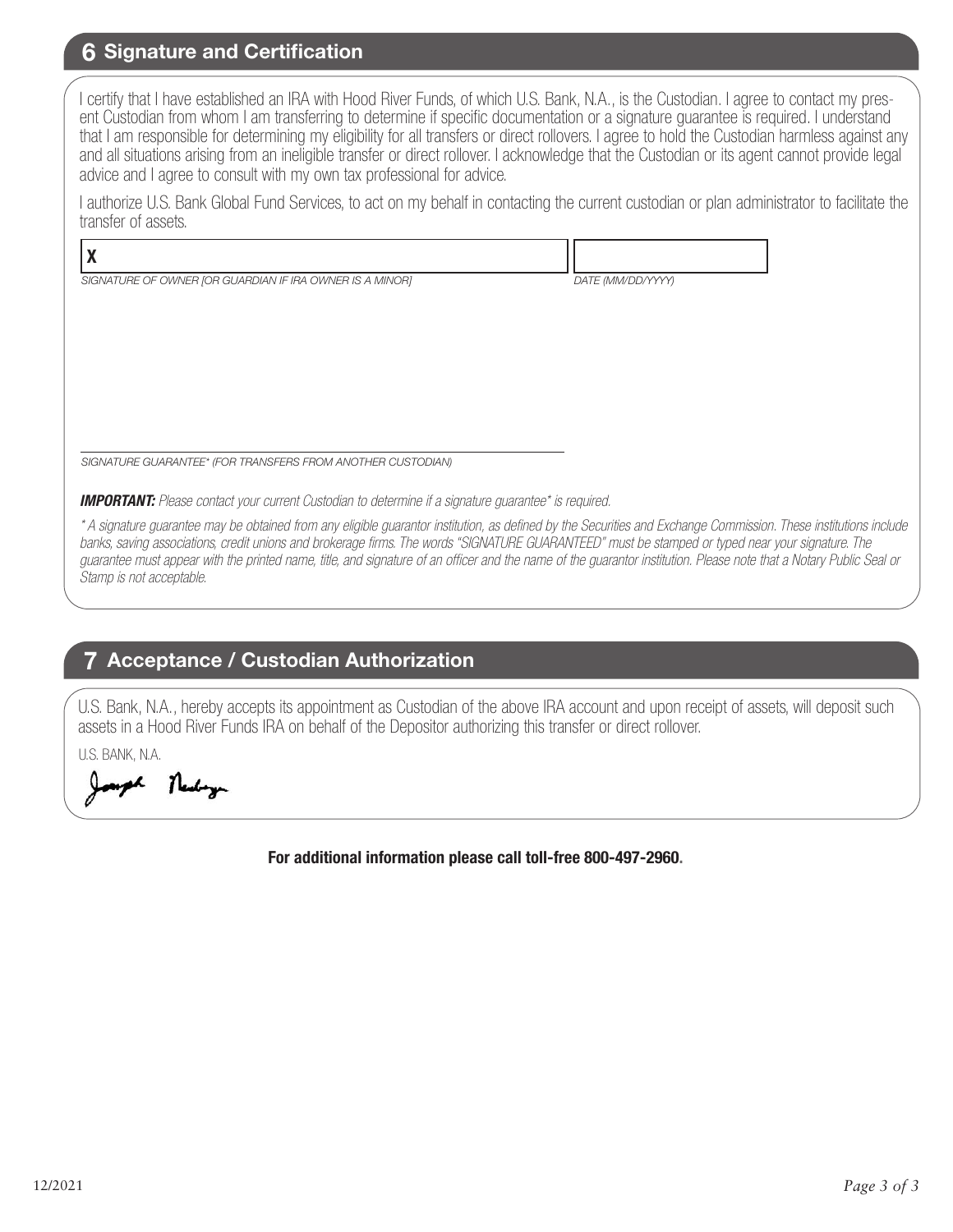## 6 Signature and Certification

I certify that I have established an IRA with Hood River Funds, of which U.S. Bank, N.A., is the Custodian. I agree to contact my present Custodian from whom I am transferring to determine if specific documentation or a signature guarantee is required. I understand that I am responsible for determining my eligibility for all transfers or direct rollovers. I agree to hold the Custodian harmless against any and all situations arising from an ineligible transfer or direct rollover. I acknowledge that the Custodian or its agent cannot provide legal advice and I agree to consult with my own tax professional for advice.

I authorize U.S. Bank Global Fund Services, to act on my behalf in contacting the current custodian or plan administrator to facilitate the transfer of assets.

X

*SIGNATURE OF OWNER [OR GUARDIAN IF IRA OWNER IS A MINOR]*

*DATE (MM/DD/YYYY)*

*SIGNATURE GUARANTEE* (FOR TRANSFERS FROM ANOTHER CUSTODIAN)*

***IMPORTANT:*** *Please contact your current Custodian to determine if a signature guarantee* is required.*

*\* A signature guarantee may be obtained from any eligible guarantor institution, as defined by the Securities and Exchange Commission. These institutions include banks, saving associations, credit unions and brokerage firms. The words "SIGNATURE GUARANTEED" must be stamped or typed near your signature. The guarantee must appear with the printed name, title, and signature of an officer and the name of the guarantor institution. Please note that a Notary Public Seal or Stamp is not acceptable.*

## 7 Acceptance / Custodian Authorization

U.S. Bank, N.A., hereby accepts its appointment as Custodian of the above IRA account and upon receipt of assets, will deposit such assets in a Hood River Funds IRA on behalf of the Depositor authorizing this transfer or direct rollover.

U.S. BANK, N.A.

Joseph Neuberger

**For additional information please call toll-free 800-497-2960.**

12/2021